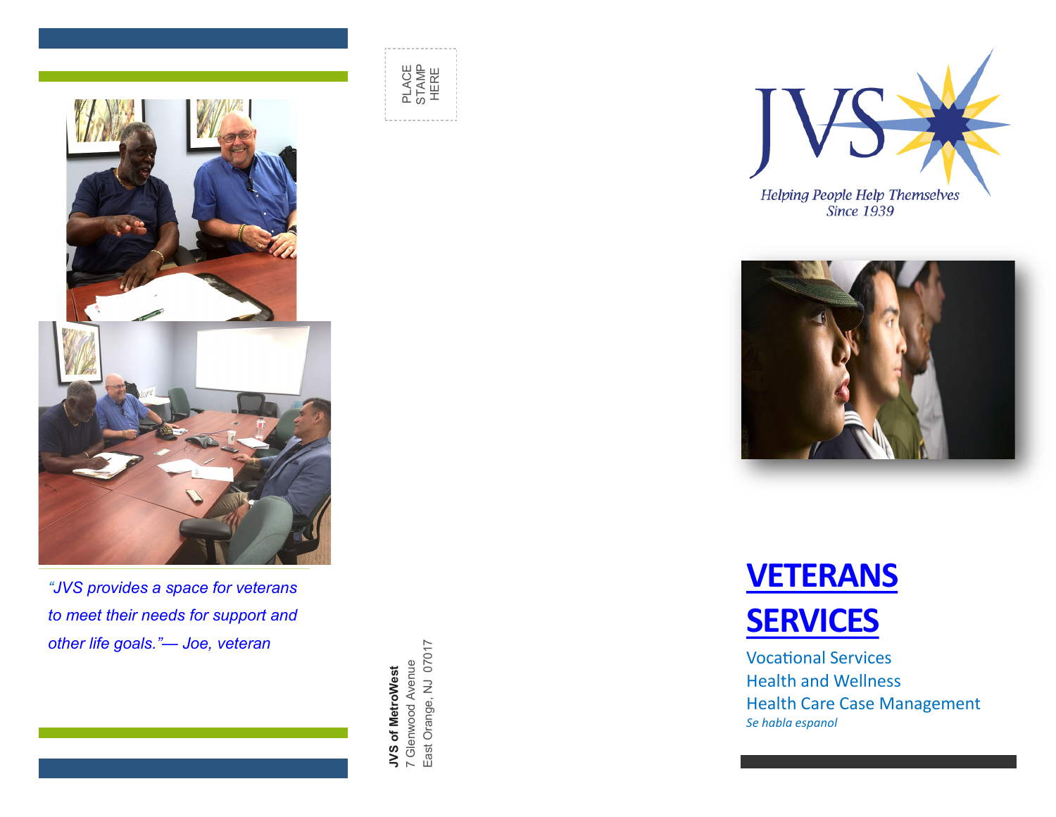*"JVS provides a space for veterans to meet their needs for support and other life goals."— Joe, veteran*

PLACE STAMP HERE

**JVS of MetroWest**
7 Glenwood Avenue
East Orange, NJ 07017

JVS

*Helping People Help Themselves*
*Since 1939*

# VETERANS SERVICES

Vocational Services
Health and Wellness
Health Care Case Management

*Se habla espanol*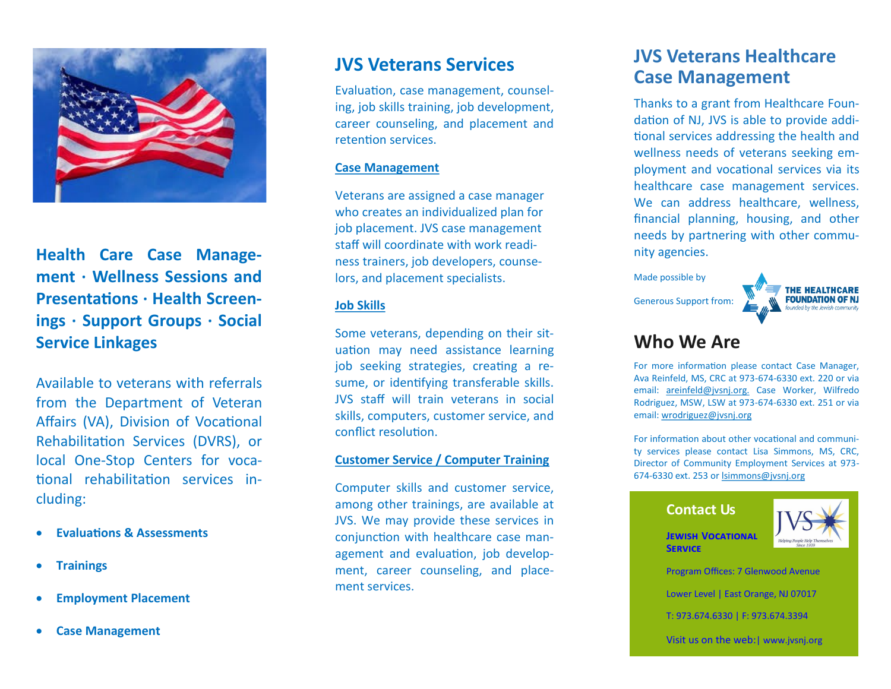**Health Care Case Management · Wellness Sessions and Presentations · Health Screenings · Support Groups · Social Service Linkages**

Available to veterans with referrals from the Department of Veteran Affairs (VA), Division of Vocational Rehabilitation Services (DVRS), or local One-Stop Centers for vocational rehabilitation services including:

- **Evaluations & Assessments**
- **Trainings**
- **Employment Placement**
- **Case Management**

## JVS Veterans Services

Evaluation, case management, counseling, job skills training, job development, career counseling, and placement and retention services.

### Case Management

Veterans are assigned a case manager who creates an individualized plan for job placement. JVS case management staff will coordinate with work readiness trainers, job developers, counselors, and placement specialists.

### Job Skills

Some veterans, depending on their situation may need assistance learning job seeking strategies, creating a resume, or identifying transferable skills. JVS staff will train veterans in social skills, computers, customer service, and conflict resolution.

### Customer Service / Computer Training

Computer skills and customer service, among other trainings, are available at JVS. We may provide these services in conjunction with healthcare case management and evaluation, job development, career counseling, and placement services.

## JVS Veterans Healthcare Case Management

Thanks to a grant from Healthcare Foundation of NJ, JVS is able to provide additional services addressing the health and wellness needs of veterans seeking employment and vocational services via its healthcare case management services. We can address healthcare, wellness, financial planning, housing, and other needs by partnering with other community agencies.

Made possible by

Generous Support from: THE HEALTHCARE FOUNDATION OF NJ *founded by the Jewish community*

## Who We Are

For more information please contact Case Manager, Ava Reinfeld, MS, CRC at 973-674-6330 ext. 220 or via email: areinfeld@jvsnj.org. Case Worker, Wilfredo Rodriguez, MSW, LSW at 973-674-6330 ext. 251 or via email: wrodriguez@jvsnj.org

For information about other vocational and community services please contact Lisa Simmons, MS, CRC, Director of Community Employment Services at 973-674-6330 ext. 253 or lsimmons@jvsnj.org

### Contact Us

**Jewish Vocational Service**

JVS — *Helping People Help Themselves Since 1939*

Program Offices: 7 Glenwood Avenue

Lower Level | East Orange, NJ 07017

T: 973.674.6330 | F: 973.674.3394

Visit us on the web:| www.jvsnj.org